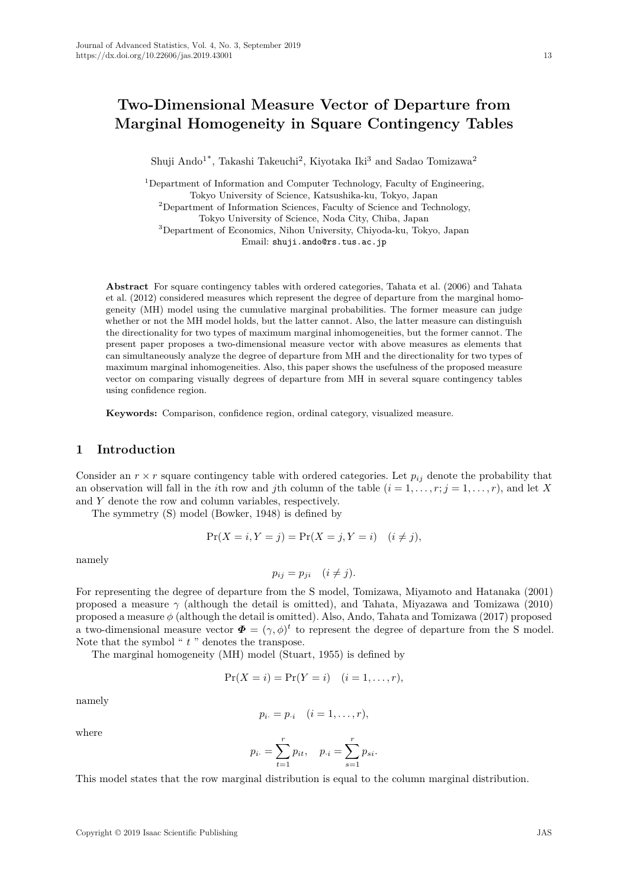# Two-Dimensional Measure Vector of Departure from Marginal Homogeneity in Square Contingency Tables

Shuji Ando[1*], Takashi Takeuchi[2], Kiyotaka Iki[3] and Sadao Tomizawa[2]

[1]Department of Information and Computer Technology, Faculty of Engineering, Tokyo University of Science, Katsushika-ku, Tokyo, Japan
[2]Department of Information Sciences, Faculty of Science and Technology, Tokyo University of Science, Noda City, Chiba, Japan
[3]Department of Economics, Nihon University, Chiyoda-ku, Tokyo, Japan
Email: shuji.ando@rs.tus.ac.jp

**Abstract** For square contingency tables with ordered categories, Tahata et al. (2006) and Tahata et al. (2012) considered measures which represent the degree of departure from the marginal homogeneity (MH) model using the cumulative marginal probabilities. The former measure can judge whether or not the MH model holds, but the latter cannot. Also, the latter measure can distinguish the directionality for two types of maximum marginal inhomogeneities, but the former cannot. The present paper proposes a two-dimensional measure vector with above measures as elements that can simultaneously analyze the degree of departure from MH and the directionality for two types of maximum marginal inhomogeneities. Also, this paper shows the usefulness of the proposed measure vector on comparing visually degrees of departure from MH in several square contingency tables using confidence region.

**Keywords:** Comparison, confidence region, ordinal category, visualized measure.

## 1 Introduction

Consider an $r \times r$ square contingency table with ordered categories. Let $p_{ij}$ denote the probability that an observation will fall in the $i$th row and $j$th column of the table ($i = 1, \dots, r; j = 1, \dots, r$), and let $X$ and $Y$ denote the row and column variables, respectively.

The symmetry (S) model (Bowker, 1948) is defined by

$$\Pr(X = i, Y = j) = \Pr(X = j, Y = i) \quad (i \neq j),$$

namely

$$p_{ij} = p_{ji} \quad (i \neq j).$$

For representing the degree of departure from the S model, Tomizawa, Miyamoto and Hatanaka (2001) proposed a measure $\gamma$ (although the detail is omitted), and Tahata, Miyazawa and Tomizawa (2010) proposed a measure $\phi$ (although the detail is omitted). Also, Ando, Tahata and Tomizawa (2017) proposed a two-dimensional measure vector $\boldsymbol{\Phi} = (\gamma, \phi)^t$ to represent the degree of departure from the S model. Note that the symbol " $t$ " denotes the transpose.

The marginal homogeneity (MH) model (Stuart, 1955) is defined by

$$\Pr(X = i) = \Pr(Y = i) \quad (i = 1, \dots, r),$$

namely

$$p_{i\cdot} = p_{\cdot i} \quad (i = 1, \dots, r),$$

where

$$p_{i\cdot} = \sum_{t=1}^{r} p_{it}, \quad p_{\cdot i} = \sum_{s=1}^{r} p_{si}.$$

This model states that the row marginal distribution is equal to the column marginal distribution.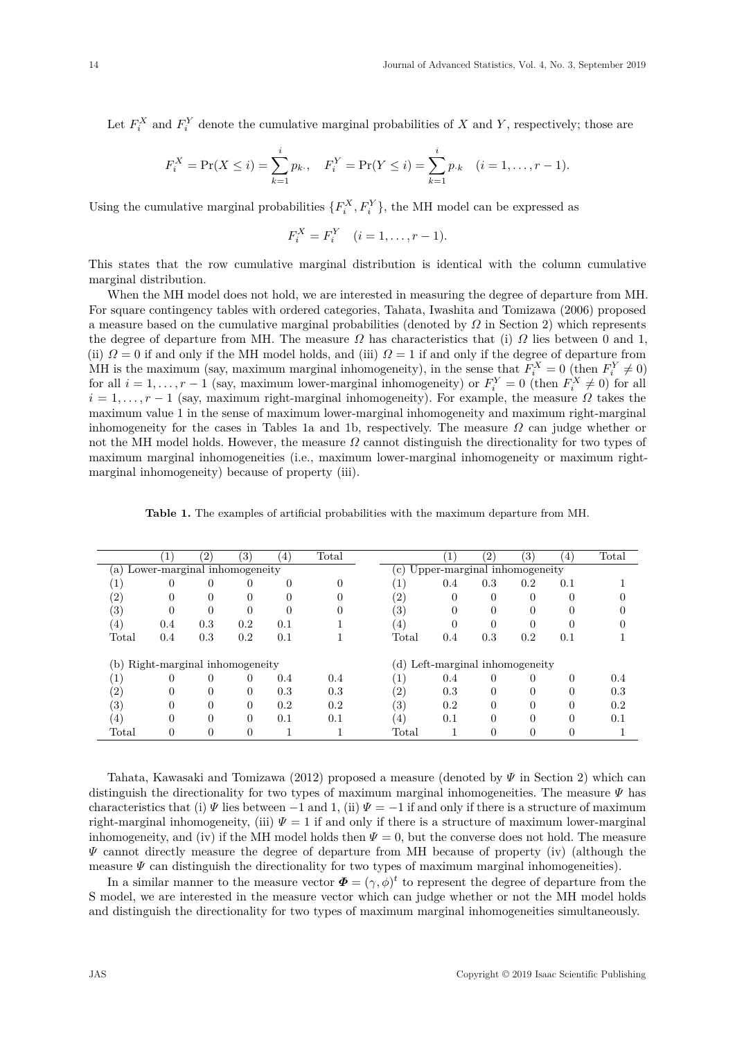Let $F_i^X$ and $F_i^Y$ denote the cumulative marginal probabilities of $X$ and $Y$, respectively; those are

$$F_i^X = \Pr(X \le i) = \sum_{k=1}^{i} p_{k\cdot}, \quad F_i^Y = \Pr(Y \le i) = \sum_{k=1}^{i} p_{\cdot k} \quad (i = 1, \ldots, r-1).$$

Using the cumulative marginal probabilities $\{F_i^X, F_i^Y\}$, the MH model can be expressed as

$$F_i^X = F_i^Y \quad (i = 1, \ldots, r-1).$$

This states that the row cumulative marginal distribution is identical with the column cumulative marginal distribution.

When the MH model does not hold, we are interested in measuring the degree of departure from MH. For square contingency tables with ordered categories, Tahata, Iwashita and Tomizawa (2006) proposed a measure based on the cumulative marginal probabilities (denoted by $\Omega$ in Section 2) which represents the degree of departure from MH. The measure $\Omega$ has characteristics that (i) $\Omega$ lies between 0 and 1, (ii) $\Omega = 0$ if and only if the MH model holds, and (iii) $\Omega = 1$ if and only if the degree of departure from MH is the maximum (say, maximum marginal inhomogeneity), in the sense that $F_i^X = 0$ (then $F_i^Y \neq 0$) for all $i = 1, \ldots, r-1$ (say, maximum lower-marginal inhomogeneity) or $F_i^Y = 0$ (then $F_i^X \neq 0$) for all $i = 1, \ldots, r-1$ (say, maximum right-marginal inhomogeneity). For example, the measure $\Omega$ takes the maximum value 1 in the sense of maximum lower-marginal inhomogeneity and maximum right-marginal inhomogeneity for the cases in Tables 1a and 1b, respectively. The measure $\Omega$ can judge whether or not the MH model holds. However, the measure $\Omega$ cannot distinguish the directionality for two types of maximum marginal inhomogeneities (i.e., maximum lower-marginal inhomogeneity or maximum right-marginal inhomogeneity) because of property (iii).

**Table 1.** The examples of artificial probabilities with the maximum departure from MH.

| | (1) | (2) | (3) | (4) | Total | | (1) | (2) | (3) | (4) | Total |
|---|---|---|---|---|---|---|---|---|---|---|---|
| (a) Lower-marginal inhomogeneity | | | | | | (c) Upper-marginal inhomogeneity | | | | | |
| (1) | 0 | 0 | 0 | 0 | 0 | (1) | 0.4 | 0.3 | 0.2 | 0.1 | 1 |
| (2) | 0 | 0 | 0 | 0 | 0 | (2) | 0 | 0 | 0 | 0 | 0 |
| (3) | 0 | 0 | 0 | 0 | 0 | (3) | 0 | 0 | 0 | 0 | 0 |
| (4) | 0.4 | 0.3 | 0.2 | 0.1 | 1 | (4) | 0 | 0 | 0 | 0 | 0 |
| Total | 0.4 | 0.3 | 0.2 | 0.1 | 1 | Total | 0.4 | 0.3 | 0.2 | 0.1 | 1 |
| (b) Right-marginal inhomogeneity | | | | | | (d) Left-marginal inhomogeneity | | | | | |
| (1) | 0 | 0 | 0 | 0.4 | 0.4 | (1) | 0.4 | 0 | 0 | 0 | 0.4 |
| (2) | 0 | 0 | 0 | 0.3 | 0.3 | (2) | 0.3 | 0 | 0 | 0 | 0.3 |
| (3) | 0 | 0 | 0 | 0.2 | 0.2 | (3) | 0.2 | 0 | 0 | 0 | 0.2 |
| (4) | 0 | 0 | 0 | 0.1 | 0.1 | (4) | 0.1 | 0 | 0 | 0 | 0.1 |
| Total | 0 | 0 | 0 | 1 | 1 | Total | 1 | 0 | 0 | 0 | 1 |

Tahata, Kawasaki and Tomizawa (2012) proposed a measure (denoted by $\Psi$ in Section 2) which can distinguish the directionality for two types of maximum marginal inhomogeneities. The measure $\Psi$ has characteristics that (i) $\Psi$ lies between $-1$ and 1, (ii) $\Psi = -1$ if and only if there is a structure of maximum right-marginal inhomogeneity, (iii) $\Psi = 1$ if and only if there is a structure of maximum lower-marginal inhomogeneity, and (iv) if the MH model holds then $\Psi = 0$, but the converse does not hold. The measure $\Psi$ cannot directly measure the degree of departure from MH because of property (iv) (although the measure $\Psi$ can distinguish the directionality for two types of maximum marginal inhomogeneities).

In a similar manner to the measure vector $\boldsymbol{\Phi} = (\gamma, \phi)^t$ to represent the degree of departure from the S model, we are interested in the measure vector which can judge whether or not the MH model holds and distinguish the directionality for two types of maximum marginal inhomogeneities simultaneously.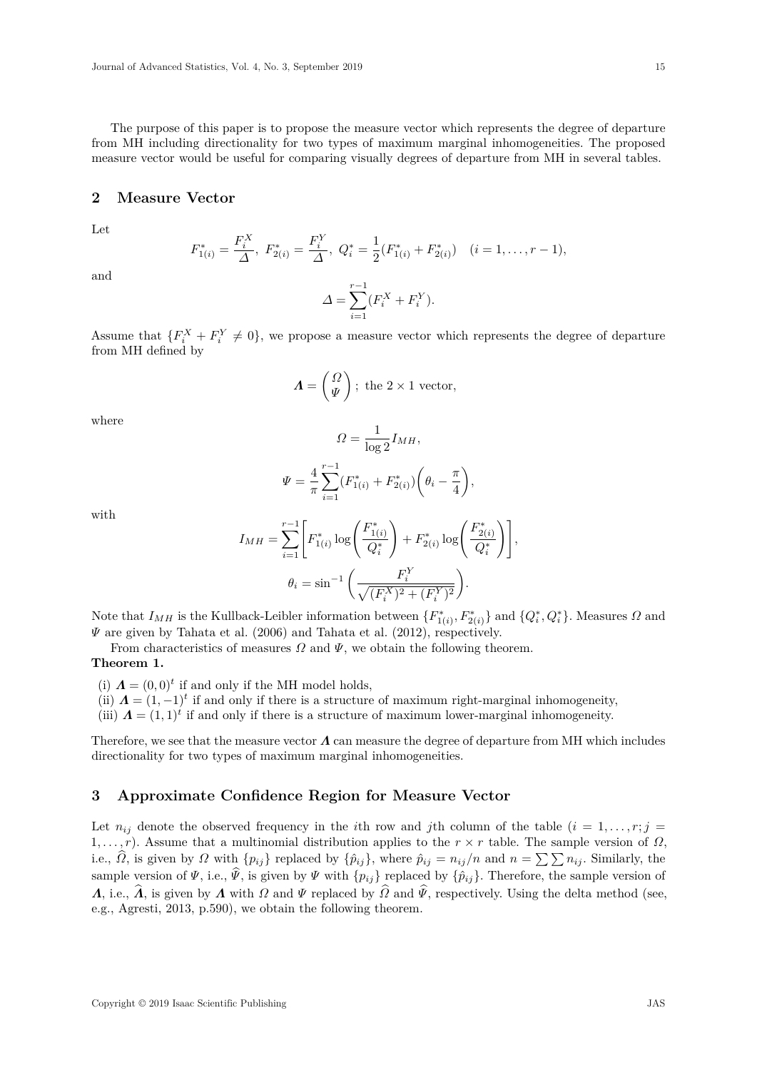The purpose of this paper is to propose the measure vector which represents the degree of departure from MH including directionality for two types of maximum marginal inhomogeneities. The proposed measure vector would be useful for comparing visually degrees of departure from MH in several tables.

## 2 Measure Vector

Let

$$F^*_{1(i)} = \frac{F^X_i}{\Delta},\ F^*_{2(i)} = \frac{F^Y_i}{\Delta},\ Q^*_i = \frac{1}{2}(F^*_{1(i)} + F^*_{2(i)}) \quad (i = 1, \ldots, r-1),$$

and

$$\Delta = \sum_{i=1}^{r-1} (F^X_i + F^Y_i).$$

Assume that $\{F^X_i + F^Y_i \neq 0\}$, we propose a measure vector which represents the degree of departure from MH defined by

$$\boldsymbol{\Lambda} = \begin{pmatrix} \Omega \\ \Psi \end{pmatrix};\ \text{the } 2 \times 1 \text{ vector},$$

where

$$\Omega = \frac{1}{\log 2} I_{MH},$$

$$\Psi = \frac{4}{\pi} \sum_{i=1}^{r-1} (F^*_{1(i)} + F^*_{2(i)}) \left( \theta_i - \frac{\pi}{4} \right),$$

with

$$I_{MH} = \sum_{i=1}^{r-1} \left[ F^*_{1(i)} \log\left( \frac{F^*_{1(i)}}{Q^*_i} \right) + F^*_{2(i)} \log\left( \frac{F^*_{2(i)}}{Q^*_i} \right) \right],$$

$$\theta_i = \sin^{-1}\left( \frac{F^Y_i}{\sqrt{(F^X_i)^2 + (F^Y_i)^2}} \right).$$

Note that $I_{MH}$ is the Kullback-Leibler information between $\{F^*_{1(i)}, F^*_{2(i)}\}$ and $\{Q^*_i, Q^*_i\}$. Measures $\Omega$ and $\Psi$ are given by Tahata et al. (2006) and Tahata et al. (2012), respectively.

From characteristics of measures $\Omega$ and $\Psi$, we obtain the following theorem.

**Theorem 1.**

(i) $\boldsymbol{\Lambda} = (0, 0)^t$ if and only if the MH model holds,
(ii) $\boldsymbol{\Lambda} = (1, -1)^t$ if and only if there is a structure of maximum right-marginal inhomogeneity,
(iii) $\boldsymbol{\Lambda} = (1, 1)^t$ if and only if there is a structure of maximum lower-marginal inhomogeneity.

Therefore, we see that the measure vector $\boldsymbol{\Lambda}$ can measure the degree of departure from MH which includes directionality for two types of maximum marginal inhomogeneities.

## 3 Approximate Confidence Region for Measure Vector

Let $n_{ij}$ denote the observed frequency in the $i$th row and $j$th column of the table ($i = 1, \ldots, r; j = 1, \ldots, r$). Assume that a multinomial distribution applies to the $r \times r$ table. The sample version of $\Omega$, i.e., $\widehat{\Omega}$, is given by $\Omega$ with $\{p_{ij}\}$ replaced by $\{\hat{p}_{ij}\}$, where $\hat{p}_{ij} = n_{ij}/n$ and $n = \sum\sum n_{ij}$. Similarly, the sample version of $\Psi$, i.e., $\widehat{\Psi}$, is given by $\Psi$ with $\{p_{ij}\}$ replaced by $\{\hat{p}_{ij}\}$. Therefore, the sample version of $\boldsymbol{\Lambda}$, i.e., $\widehat{\boldsymbol{\Lambda}}$, is given by $\boldsymbol{\Lambda}$ with $\Omega$ and $\Psi$ replaced by $\widehat{\Omega}$ and $\widehat{\Psi}$, respectively. Using the delta method (see, e.g., Agresti, 2013, p.590), we obtain the following theorem.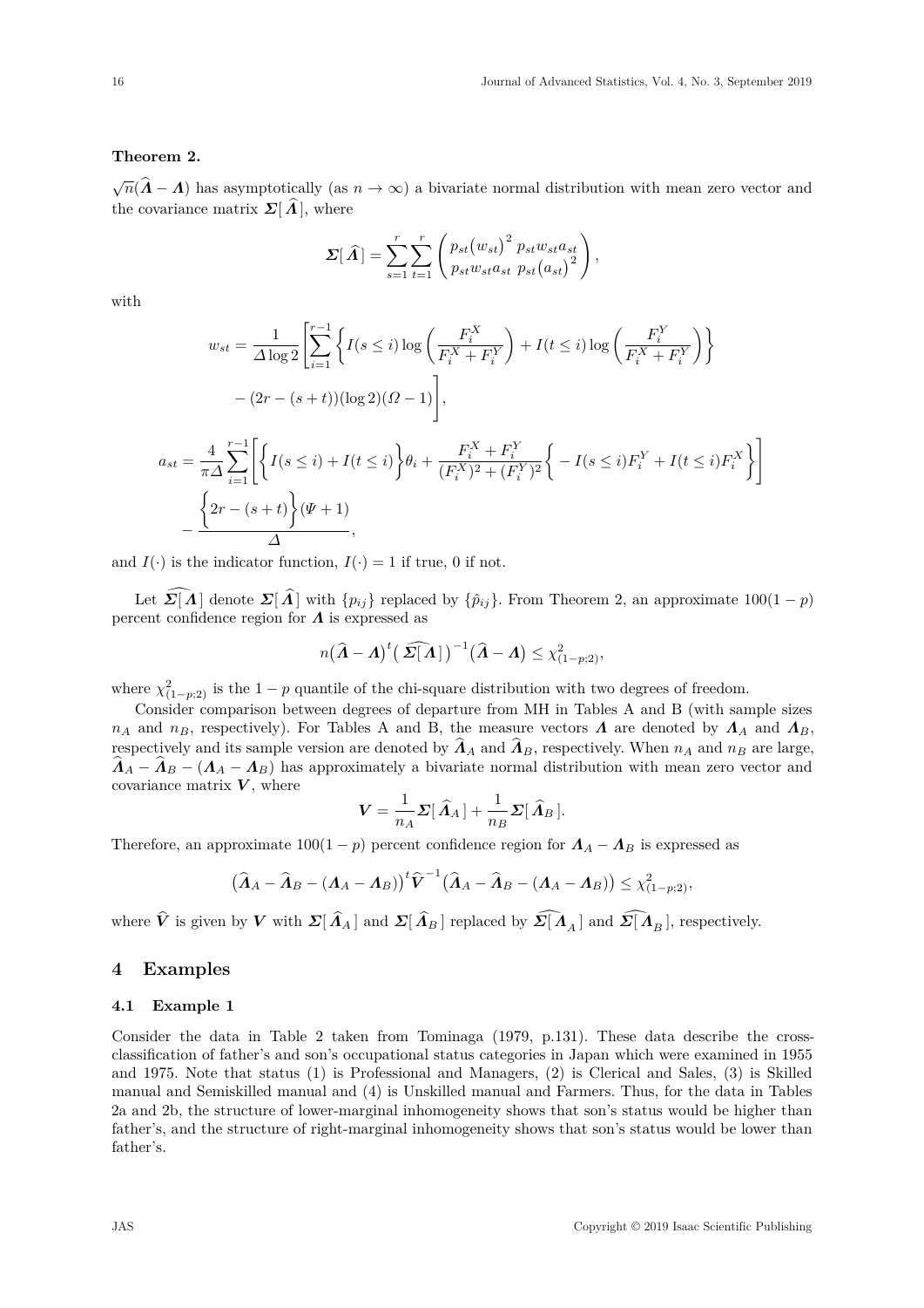**Theorem 2.**

$\sqrt{n}(\widehat{\boldsymbol{\Lambda}} - \boldsymbol{\Lambda})$ has asymptotically (as $n \to \infty$) a bivariate normal distribution with mean zero vector and the covariance matrix $\boldsymbol{\Sigma}[\,\widehat{\boldsymbol{\Lambda}}\,]$, where

$$\boldsymbol{\Sigma}[\,\widehat{\boldsymbol{\Lambda}}\,] = \sum_{s=1}^{r}\sum_{t=1}^{r} \begin{pmatrix} p_{st}\big(w_{st}\big)^2 & p_{st}w_{st}a_{st} \\ p_{st}w_{st}a_{st} & p_{st}\big(a_{st}\big)^2 \end{pmatrix},$$

with

$$w_{st} = \frac{1}{\Delta \log 2}\left[\sum_{i=1}^{r-1}\left\{ I(s \le i)\log\left(\frac{F_i^X}{F_i^X + F_i^Y}\right) + I(t \le i)\log\left(\frac{F_i^Y}{F_i^X + F_i^Y}\right)\right\} - (2r - (s+t))(\log 2)(\Omega - 1)\right],$$

$$a_{st} = \frac{4}{\pi \Delta}\sum_{i=1}^{r-1}\left[\left\{ I(s \le i) + I(t \le i)\right\}\theta_i + \frac{F_i^X + F_i^Y}{(F_i^X)^2 + (F_i^Y)^2}\left\{ -I(s \le i)F_i^Y + I(t \le i)F_i^X\right\}\right] - \frac{\Big\{2r - (s+t)\Big\}(\Psi + 1)}{\Delta},$$

and $I(\cdot)$ is the indicator function, $I(\cdot) = 1$ if true, 0 if not.

Let $\widehat{\boldsymbol{\Sigma}[\boldsymbol{\Lambda}]}$ denote $\boldsymbol{\Sigma}[\,\widehat{\boldsymbol{\Lambda}}\,]$ with $\{p_{ij}\}$ replaced by $\{\hat{p}_{ij}\}$. From Theorem 2, an approximate $100(1-p)$ percent confidence region for $\boldsymbol{\Lambda}$ is expressed as

$$n\big(\widehat{\boldsymbol{\Lambda}} - \boldsymbol{\Lambda}\big)^t \big(\widehat{\boldsymbol{\Sigma}[\boldsymbol{\Lambda}]}\big)^{-1}\big(\widehat{\boldsymbol{\Lambda}} - \boldsymbol{\Lambda}\big) \le \chi^2_{(1-p;2)},$$

where $\chi^2_{(1-p;2)}$ is the $1-p$ quantile of the chi-square distribution with two degrees of freedom.

Consider comparison between degrees of departure from MH in Tables A and B (with sample sizes $n_A$ and $n_B$, respectively). For Tables A and B, the measure vectors $\boldsymbol{\Lambda}$ are denoted by $\boldsymbol{\Lambda}_A$ and $\boldsymbol{\Lambda}_B$, respectively and its sample version are denoted by $\widehat{\boldsymbol{\Lambda}}_A$ and $\widehat{\boldsymbol{\Lambda}}_B$, respectively. When $n_A$ and $n_B$ are large, $\widehat{\boldsymbol{\Lambda}}_A - \widehat{\boldsymbol{\Lambda}}_B - (\boldsymbol{\Lambda}_A - \boldsymbol{\Lambda}_B)$ has approximately a bivariate normal distribution with mean zero vector and covariance matrix $\boldsymbol{V}$, where

$$\boldsymbol{V} = \frac{1}{n_A}\boldsymbol{\Sigma}[\,\widehat{\boldsymbol{\Lambda}}_A\,] + \frac{1}{n_B}\boldsymbol{\Sigma}[\,\widehat{\boldsymbol{\Lambda}}_B\,].$$

Therefore, an approximate $100(1-p)$ percent confidence region for $\boldsymbol{\Lambda}_A - \boldsymbol{\Lambda}_B$ is expressed as

$$\big(\widehat{\boldsymbol{\Lambda}}_A - \widehat{\boldsymbol{\Lambda}}_B - (\boldsymbol{\Lambda}_A - \boldsymbol{\Lambda}_B)\big)^t \widehat{\boldsymbol{V}}^{-1}\big(\widehat{\boldsymbol{\Lambda}}_A - \widehat{\boldsymbol{\Lambda}}_B - (\boldsymbol{\Lambda}_A - \boldsymbol{\Lambda}_B)\big) \le \chi^2_{(1-p;2)},$$

where $\widehat{\boldsymbol{V}}$ is given by $\boldsymbol{V}$ with $\boldsymbol{\Sigma}[\,\widehat{\boldsymbol{\Lambda}}_A\,]$ and $\boldsymbol{\Sigma}[\,\widehat{\boldsymbol{\Lambda}}_B\,]$ replaced by $\widehat{\boldsymbol{\Sigma}[\boldsymbol{\Lambda}_A}]$ and $\widehat{\boldsymbol{\Sigma}[\boldsymbol{\Lambda}_B}]$, respectively.

## 4 Examples

### 4.1 Example 1

Consider the data in Table 2 taken from Tominaga (1979, p.131). These data describe the cross-classification of father's and son's occupational status categories in Japan which were examined in 1955 and 1975. Note that status (1) is Professional and Managers, (2) is Clerical and Sales, (3) is Skilled manual and Semiskilled manual and (4) is Unskilled manual and Farmers. Thus, for the data in Tables 2a and 2b, the structure of lower-marginal inhomogeneity shows that son's status would be higher than father's, and the structure of right-marginal inhomogeneity shows that son's status would be lower than father's.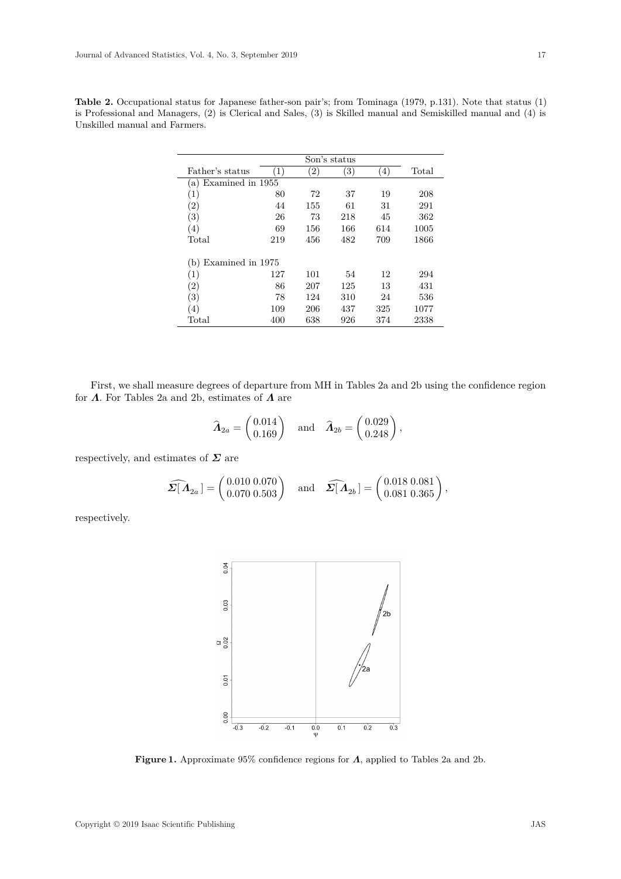**Table 2.** Occupational status for Japanese father-son pair's; from Tominaga (1979, p.131). Note that status (1) is Professional and Managers, (2) is Clerical and Sales, (3) is Skilled manual and Semiskilled manual and (4) is Unskilled manual and Farmers.

| | Son's status | | | | |
|---|---|---|---|---|---|
| Father's status | (1) | (2) | (3) | (4) | Total |
| (a) Examined in 1955 | | | | | |
| (1) | 80 | 72 | 37 | 19 | 208 |
| (2) | 44 | 155 | 61 | 31 | 291 |
| (3) | 26 | 73 | 218 | 45 | 362 |
| (4) | 69 | 156 | 166 | 614 | 1005 |
| Total | 219 | 456 | 482 | 709 | 1866 |
| (b) Examined in 1975 | | | | | |
| (1) | 127 | 101 | 54 | 12 | 294 |
| (2) | 86 | 207 | 125 | 13 | 431 |
| (3) | 78 | 124 | 310 | 24 | 536 |
| (4) | 109 | 206 | 437 | 325 | 1077 |
| Total | 400 | 638 | 926 | 374 | 2338 |

First, we shall measure degrees of departure from MH in Tables 2a and 2b using the confidence region for $\boldsymbol{\Lambda}$. For Tables 2a and 2b, estimates of $\boldsymbol{\Lambda}$ are

$$\widehat{\boldsymbol{\Lambda}}_{2a} = \begin{pmatrix} 0.014 \\ 0.169 \end{pmatrix} \quad \text{and} \quad \widehat{\boldsymbol{\Lambda}}_{2b} = \begin{pmatrix} 0.029 \\ 0.248 \end{pmatrix},$$

respectively, and estimates of $\boldsymbol{\Sigma}$ are

$$\widehat{\boldsymbol{\Sigma}[\boldsymbol{\Lambda}_{2a}]} = \begin{pmatrix} 0.010 \; 0.070 \\ 0.070 \; 0.503 \end{pmatrix} \quad \text{and} \quad \widehat{\boldsymbol{\Sigma}[\boldsymbol{\Lambda}_{2b}]} = \begin{pmatrix} 0.018 \; 0.081 \\ 0.081 \; 0.365 \end{pmatrix},$$

respectively.

**Figure 1.** Approximate 95% confidence regions for $\boldsymbol{\Lambda}$, applied to Tables 2a and 2b.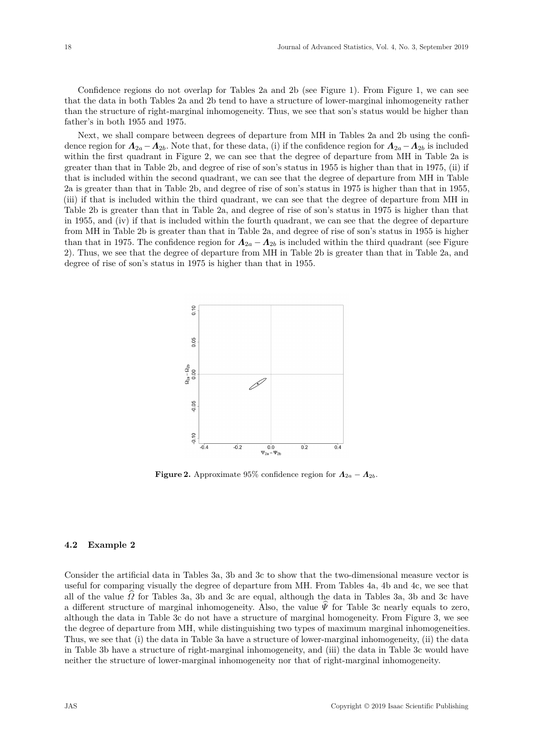Confidence regions do not overlap for Tables 2a and 2b (see Figure 1). From Figure 1, we can see that the data in both Tables 2a and 2b tend to have a structure of lower-marginal inhomogeneity rather than the structure of right-marginal inhomogeneity. Thus, we see that son's status would be higher than father's in both 1955 and 1975.

Next, we shall compare between degrees of departure from MH in Tables 2a and 2b using the confidence region for $\boldsymbol{\Lambda}_{2a} - \boldsymbol{\Lambda}_{2b}$. Note that, for these data, (i) if the confidence region for $\boldsymbol{\Lambda}_{2a} - \boldsymbol{\Lambda}_{2b}$ is included within the first quadrant in Figure 2, we can see that the degree of departure from MH in Table 2a is greater than that in Table 2b, and degree of rise of son's status in 1955 is higher than that in 1975, (ii) if that is included within the second quadrant, we can see that the degree of departure from MH in Table 2a is greater than that in Table 2b, and degree of rise of son's status in 1975 is higher than that in 1955, (iii) if that is included within the third quadrant, we can see that the degree of departure from MH in Table 2b is greater than that in Table 2a, and degree of rise of son's status in 1975 is higher than that in 1955, and (iv) if that is included within the fourth quadrant, we can see that the degree of departure from MH in Table 2b is greater than that in Table 2a, and degree of rise of son's status in 1955 is higher than that in 1975. The confidence region for $\boldsymbol{\Lambda}_{2a} - \boldsymbol{\Lambda}_{2b}$ is included within the third quadrant (see Figure 2). Thus, we see that the degree of departure from MH in Table 2b is greater than that in Table 2a, and degree of rise of son's status in 1975 is higher than that in 1955.

**Figure 2.** Approximate 95% confidence region for $\boldsymbol{\Lambda}_{2a} - \boldsymbol{\Lambda}_{2b}$.

### 4.2 Example 2

Consider the artificial data in Tables 3a, 3b and 3c to show that the two-dimensional measure vector is useful for comparing visually the degree of departure from MH. From Tables 4a, 4b and 4c, we see that all of the value $\widehat{\Omega}$ for Tables 3a, 3b and 3c are equal, although the data in Tables 3a, 3b and 3c have a different structure of marginal inhomogeneity. Also, the value $\widehat{\Psi}$ for Table 3c nearly equals to zero, although the data in Table 3c do not have a structure of marginal homogeneity. From Figure 3, we see the degree of departure from MH, while distinguishing two types of maximum marginal inhomogeneities. Thus, we see that (i) the data in Table 3a have a structure of lower-marginal inhomogeneity, (ii) the data in Table 3b have a structure of right-marginal inhomogeneity, and (iii) the data in Table 3c would have neither the structure of lower-marginal inhomogeneity nor that of right-marginal inhomogeneity.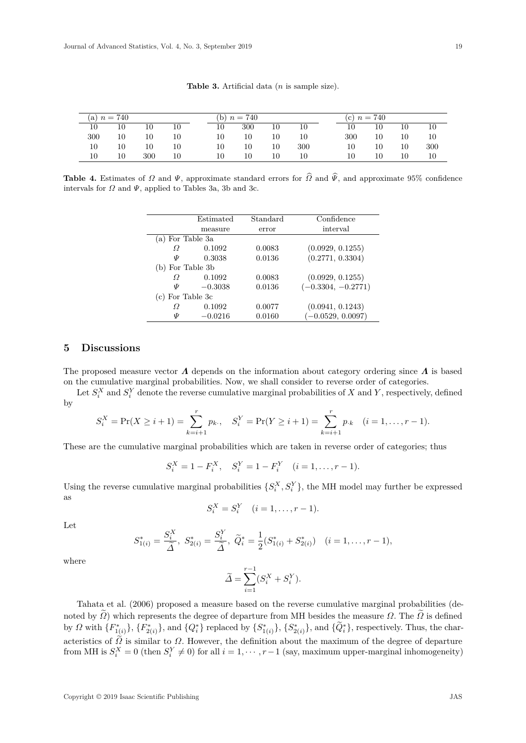**Table 3.** Artificial data ($n$ is sample size).

| (a) $n = 740$ | | | | (b) $n = 740$ | | | | (c) $n = 740$ | | | |
|---|---|---|---|---|---|---|---|---|---|---|---|
| 10 | 10 | 10 | 10 | 10 | 300 | 10 | 10 | 10 | 10 | 10 | 10 |
| 300 | 10 | 10 | 10 | 10 | 10 | 10 | 10 | 300 | 10 | 10 | 10 |
| 10 | 10 | 10 | 10 | 10 | 10 | 10 | 300 | 10 | 10 | 10 | 300 |
| 10 | 10 | 300 | 10 | 10 | 10 | 10 | 10 | 10 | 10 | 10 | 10 |

**Table 4.** Estimates of $\Omega$ and $\Psi$, approximate standard errors for $\widehat{\Omega}$ and $\widehat{\Psi}$, and approximate 95% confidence intervals for $\Omega$ and $\Psi$, applied to Tables 3a, 3b and 3c.

| | Estimated measure | Standard error | Confidence interval |
|---|---|---|---|
| (a) For Table 3a | | | |
| $\Omega$ | 0.1092 | 0.0083 | (0.0929, 0.1255) |
| $\Psi$ | 0.3038 | 0.0136 | (0.2771, 0.3304) |
| (b) For Table 3b | | | |
| $\Omega$ | 0.1092 | 0.0083 | (0.0929, 0.1255) |
| $\Psi$ | −0.3038 | 0.0136 | (−0.3304, −0.2771) |
| (c) For Table 3c | | | |
| $\Omega$ | 0.1092 | 0.0077 | (0.0941, 0.1243) |
| $\Psi$ | −0.0216 | 0.0160 | (−0.0529, 0.0097) |

## 5 Discussions

The proposed measure vector $\boldsymbol{\Lambda}$ depends on the information about category ordering since $\boldsymbol{\Lambda}$ is based on the cumulative marginal probabilities. Now, we shall consider to reverse order of categories.

Let $S_i^X$ and $S_i^Y$ denote the reverse cumulative marginal probabilities of $X$ and $Y$, respectively, defined by

$$S_i^X = \Pr(X \geq i+1) = \sum_{k=i+1}^{r} p_{k\cdot}, \quad S_i^Y = \Pr(Y \geq i+1) = \sum_{k=i+1}^{r} p_{\cdot k} \quad (i = 1, \ldots, r-1).$$

These are the cumulative marginal probabilities which are taken in reverse order of categories; thus

$$S_i^X = 1 - F_i^X, \quad S_i^Y = 1 - F_i^Y \quad (i = 1, \ldots, r-1).$$

Using the reverse cumulative marginal probabilities $\{S_i^X, S_i^Y\}$, the MH model may further be expressed as

$$S_i^X = S_i^Y \quad (i = 1, \ldots, r-1).$$

Let

$$S_{1(i)}^* = \frac{S_i^X}{\widetilde{\Delta}}, \; S_{2(i)}^* = \frac{S_i^Y}{\widetilde{\Delta}}, \; \widetilde{Q}_i^* = \frac{1}{2}(S_{1(i)}^* + S_{2(i)}^*) \quad (i = 1, \ldots, r-1),$$

where

$$\widetilde{\Delta} = \sum_{i=1}^{r-1}(S_i^X + S_i^Y).$$

Tahata et al. (2006) proposed a measure based on the reverse cumulative marginal probabilities (denoted by $\widetilde{\Omega}$) which represents the degree of departure from MH besides the measure $\Omega$. The $\widetilde{\Omega}$ is defined by $\Omega$ with $\{F_{1(i)}^*\}$, $\{F_{2(i)}^*\}$, and $\{Q_i^*\}$ replaced by $\{S_{1(i)}^*\}$, $\{S_{2(i)}^*\}$, and $\{\widetilde{Q}_i^*\}$, respectively. Thus, the characteristics of $\widetilde{\Omega}$ is similar to $\Omega$. However, the definition about the maximum of the degree of departure from MH is $S_i^X = 0$ (then $S_i^Y \neq 0$) for all $i = 1, \cdots, r-1$ (say, maximum upper-marginal inhomogeneity)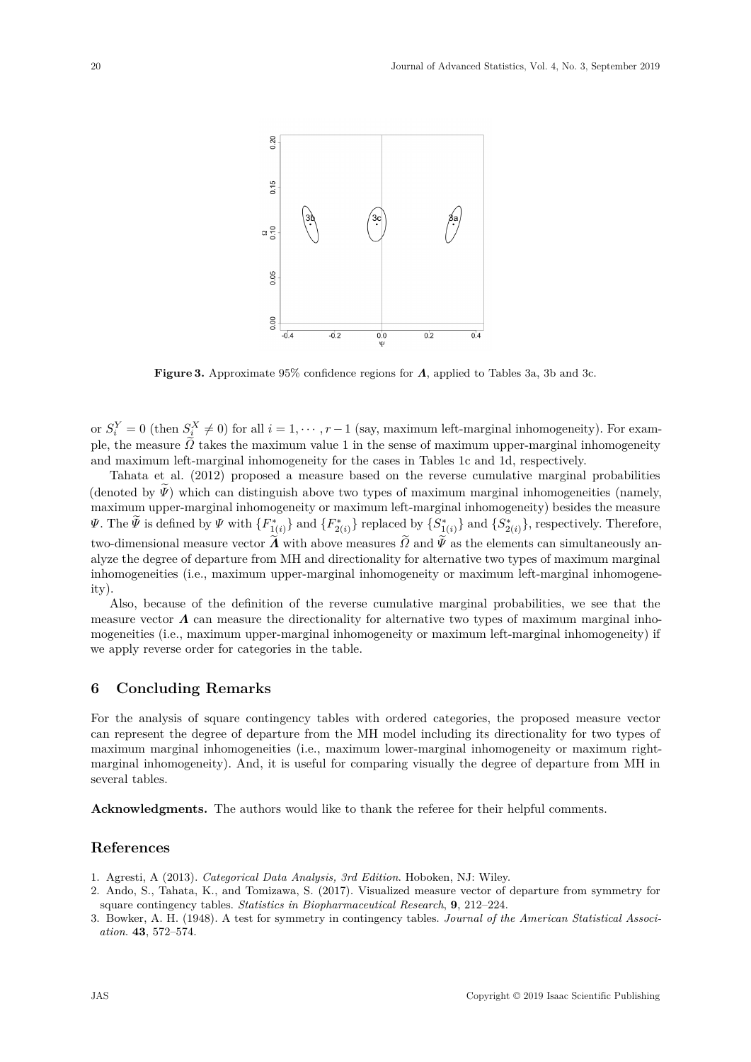**Figure 3.** Approximate 95% confidence regions for $\boldsymbol{\Lambda}$, applied to Tables 3a, 3b and 3c.

or $S_i^Y = 0$ (then $S_i^X \neq 0$) for all $i = 1, \cdots, r-1$ (say, maximum left-marginal inhomogeneity). For example, the measure $\widetilde{\Omega}$ takes the maximum value 1 in the sense of maximum upper-marginal inhomogeneity and maximum left-marginal inhomogeneity for the cases in Tables 1c and 1d, respectively.

Tahata et al. (2012) proposed a measure based on the reverse cumulative marginal probabilities (denoted by $\widetilde{\Psi}$) which can distinguish above two types of maximum marginal inhomogeneities (namely, maximum upper-marginal inhomogeneity or maximum left-marginal inhomogeneity) besides the measure $\Psi$. The $\widetilde{\Psi}$ is defined by $\Psi$ with $\{F_{1(i)}^*\}$ and $\{F_{2(i)}^*\}$ replaced by $\{S_{1(i)}^*\}$ and $\{S_{2(i)}^*\}$, respectively. Therefore, two-dimensional measure vector $\widetilde{\boldsymbol{\Lambda}}$ with above measures $\widetilde{\Omega}$ and $\widetilde{\Psi}$ as the elements can simultaneously analyze the degree of departure from MH and directionality for alternative two types of maximum marginal inhomogeneities (i.e., maximum upper-marginal inhomogeneity or maximum left-marginal inhomogeneity).

Also, because of the definition of the reverse cumulative marginal probabilities, we see that the measure vector $\boldsymbol{\Lambda}$ can measure the directionality for alternative two types of maximum marginal inhomogeneities (i.e., maximum upper-marginal inhomogeneity or maximum left-marginal inhomogeneity) if we apply reverse order for categories in the table.

## 6 Concluding Remarks

For the analysis of square contingency tables with ordered categories, the proposed measure vector can represent the degree of departure from the MH model including its directionality for two types of maximum marginal inhomogeneities (i.e., maximum lower-marginal inhomogeneity or maximum right-marginal inhomogeneity). And, it is useful for comparing visually the degree of departure from MH in several tables.

**Acknowledgments.** The authors would like to thank the referee for their helpful comments.

## References

1. Agresti, A (2013). *Categorical Data Analysis, 3rd Edition*. Hoboken, NJ: Wiley.
2. Ando, S., Tahata, K., and Tomizawa, S. (2017). Visualized measure vector of departure from symmetry for square contingency tables. *Statistics in Biopharmaceutical Research*, **9**, 212–224.
3. Bowker, A. H. (1948). A test for symmetry in contingency tables. *Journal of the American Statistical Association*. **43**, 572–574.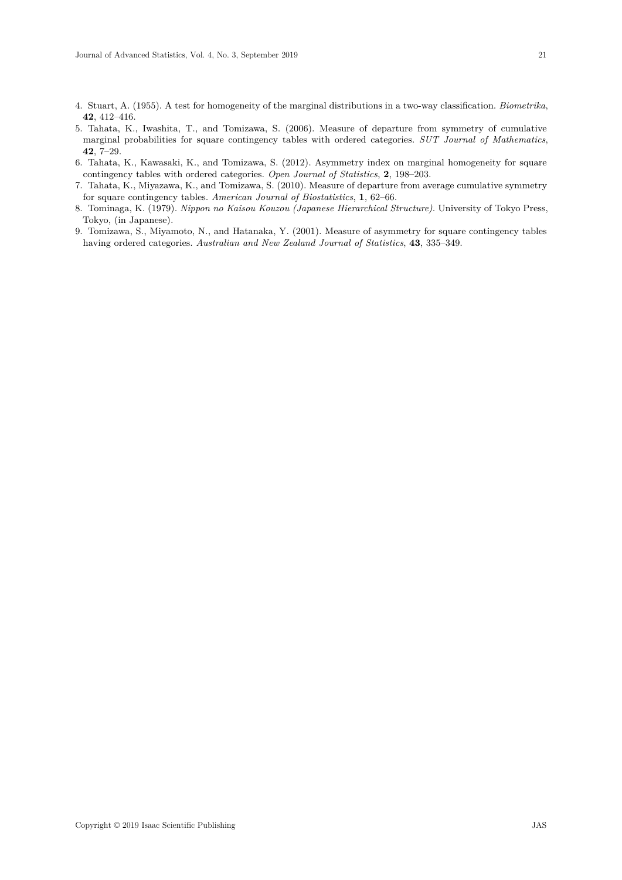4. Stuart, A. (1955). A test for homogeneity of the marginal distributions in a two-way classification. *Biometrika*, **42**, 412–416.
5. Tahata, K., Iwashita, T., and Tomizawa, S. (2006). Measure of departure from symmetry of cumulative marginal probabilities for square contingency tables with ordered categories. *SUT Journal of Mathematics*, **42**, 7–29.
6. Tahata, K., Kawasaki, K., and Tomizawa, S. (2012). Asymmetry index on marginal homogeneity for square contingency tables with ordered categories. *Open Journal of Statistics*, **2**, 198–203.
7. Tahata, K., Miyazawa, K., and Tomizawa, S. (2010). Measure of departure from average cumulative symmetry for square contingency tables. *American Journal of Biostatistics*, **1**, 62–66.
8. Tominaga, K. (1979). *Nippon no Kaisou Kouzou (Japanese Hierarchical Structure)*. University of Tokyo Press, Tokyo, (in Japanese).
9. Tomizawa, S., Miyamoto, N., and Hatanaka, Y. (2001). Measure of asymmetry for square contingency tables having ordered categories. *Australian and New Zealand Journal of Statistics*, **43**, 335–349.